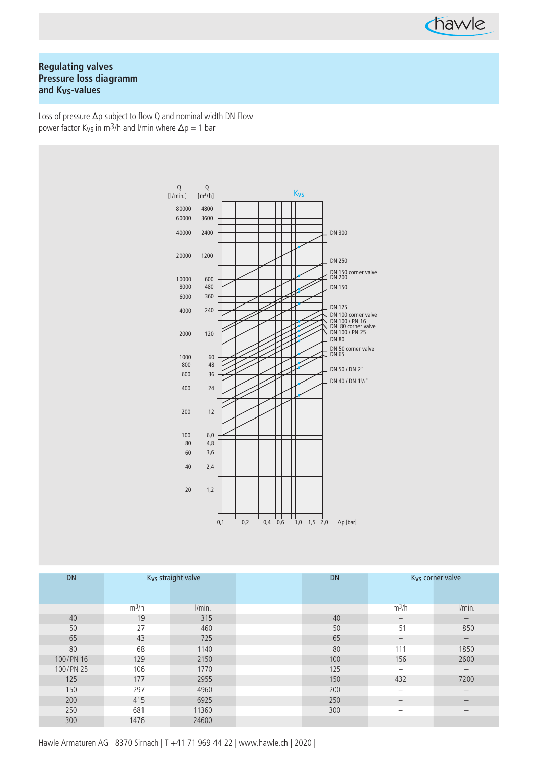## Regulating valves
## Pressure loss diagramm
## and $K_{VS}$-values

Loss of pressure Δp subject to flow Q and nominal width DN Flow power factor $K_{VS}$ in $m^3$/h and l/min where Δp = 1 bar

Q [l/min.] | Q [$m^3$/h] | $K_{VS}$

80000 4800
60000 3600
40000 2400
20000 1200
10000 600
8000 480
6000 360
4000 240
2000 120
1000 60
800 48
600 36
400 24
200 12
100 6,0
80 4,8
60 3,6
40 2,4
20 1,2

0,1 0,2 0,4 0,6 1,0 1,5 2,0 Δp [bar]

DN 300
DN 250
DN 150 corner valve
DN 200
DN 150
DN 125
DN 100 corner valve
DN 100 / PN 16
DN 80 corner valve
DN 100 / PN 25
DN 80
DN 50 corner valve
DN 65
DN 50 / DN 2"
DN 40 / DN 1½"

| DN | $K_{VS}$ straight valve | | | DN | $K_{VS}$ corner valve | |
|---|---|---|---|---|---|---|
| | $m^3$/h | l/min. | | | $m^3$/h | l/min. |
| 40 | 19 | 315 | | 40 | – | – |
| 50 | 27 | 460 | | 50 | 51 | 850 |
| 65 | 43 | 725 | | 65 | – | – |
| 80 | 68 | 1140 | | 80 | 111 | 1850 |
| 100/PN 16 | 129 | 2150 | | 100 | 156 | 2600 |
| 100/PN 25 | 106 | 1770 | | 125 | – | – |
| 125 | 177 | 2955 | | 150 | 432 | 7200 |
| 150 | 297 | 4960 | | 200 | – | – |
| 200 | 415 | 6925 | | 250 | – | – |
| 250 | 681 | 11360 | | 300 | – | – |
| 300 | 1476 | 24600 | | | | |

Hawle Armaturen AG | 8370 Sirnach | T +41 71 969 44 22 | www.hawle.ch | 2020 |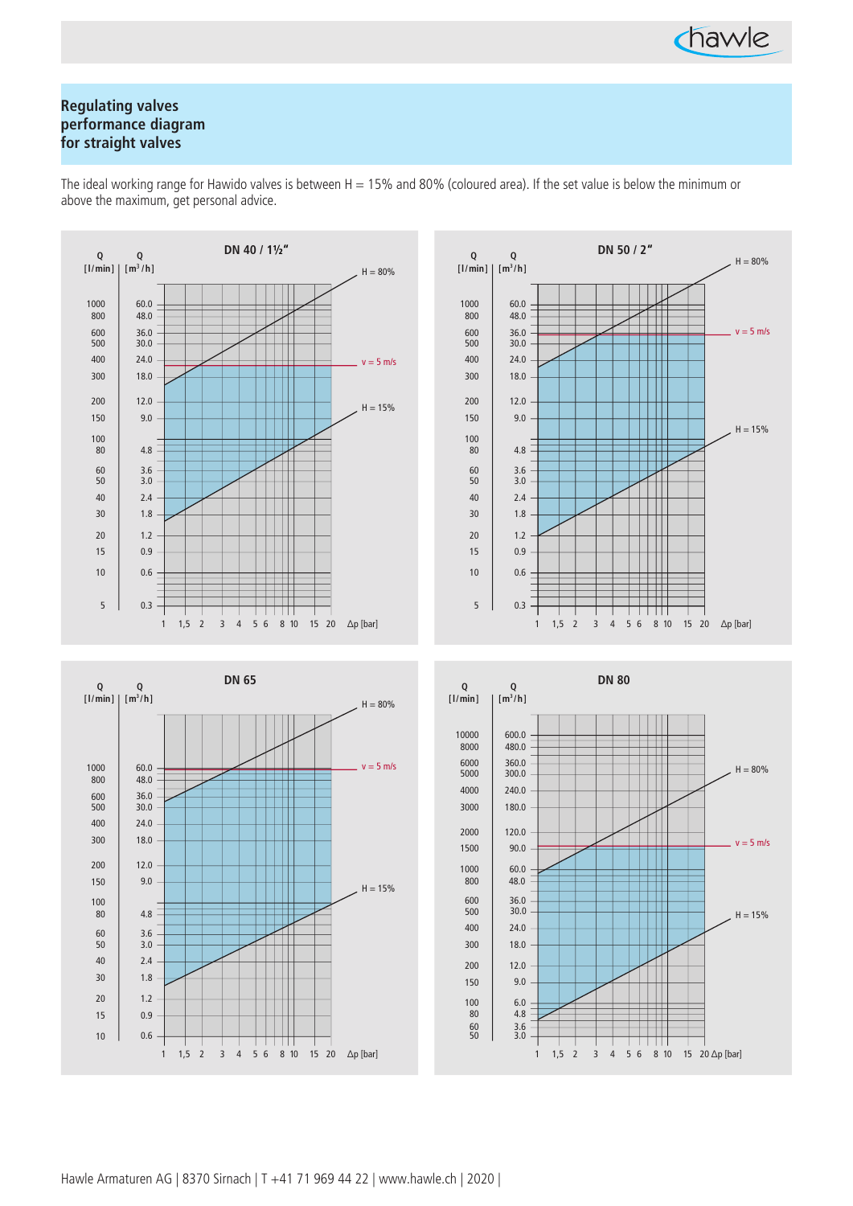## Regulating valves performance diagram for straight valves

The ideal working range for Hawido valves is between H = 15% and 80% (coloured area). If the set value is below the minimum or above the maximum, get personal advice.

**DN 40 / 1½"**

Q [l/min] | Q [m³/h]: 1000 / 60.0, 800 / 48.0, 600 / 36.0, 500 / 30.0, 400 / 24.0, 300 / 18.0, 200 / 12.0, 150 / 9.0, 100 / –, 80 / 4.8, 60 / 3.6, 50 / 3.0, 40 / 2.4, 30 / 1.8, 20 / 1.2, 15 / 0.9, 10 / 0.6, 5 / 0.3

H = 80%, v = 5 m/s, H = 15%

Δp [bar]: 1, 1,5, 2, 3, 4, 5, 6, 8, 10, 15, 20

**DN 50 / 2"**

Q [l/min] | Q [m³/h]: 1000 / 60.0, 800 / 48.0, 600 / 36.0, 500 / 30.0, 400 / 24.0, 300 / 18.0, 200 / 12.0, 150 / 9.0, 100 / –, 80 / 4.8, 60 / 3.6, 50 / 3.0, 40 / 2.4, 30 / 1.8, 20 / 1.2, 15 / 0.9, 10 / 0.6, 5 / 0.3

H = 80%, v = 5 m/s, H = 15%

Δp [bar]: 1, 1,5, 2, 3, 4, 5, 6, 8, 10, 15, 20

**DN 65**

Q [l/min] | Q [m³/h]: 1000 / 60.0, 800 / 48.0, 600 / 36.0, 500 / 30.0, 400 / 24.0, 300 / 18.0, 200 / 12.0, 150 / 9.0, 100 / –, 80 / 4.8, 60 / 3.6, 50 / 3.0, 40 / 2.4, 30 / 1.8, 20 / 1.2, 15 / 0.9, 10 / 0.6

H = 80%, v = 5 m/s, H = 15%

Δp [bar]: 1, 1,5, 2, 3, 4, 5, 6, 8, 10, 15, 20

**DN 80**

Q [l/min] | Q [m³/h]: 10000 / 600.0, 8000 / 480.0, 6000 / 360.0, 5000 / 300.0, 4000 / 240.0, 3000 / 180.0, 2000 / 120.0, 1500 / 90.0, 1000 / 60.0, 800 / 48.0, 600 / 36.0, 500 / 30.0, 400 / 24.0, 300 / 18.0, 200 / 12.0, 150 / 9.0, 100 / 6.0, 80 / 4.8, 60 / 3.6, 50 / 3.0

H = 80%, v = 5 m/s, H = 15%

Δp [bar]: 1, 1,5, 2, 3, 4, 5, 6, 8, 10, 15, 20

Hawle Armaturen AG | 8370 Sirnach | T +41 71 969 44 22 | www.hawle.ch | 2020 |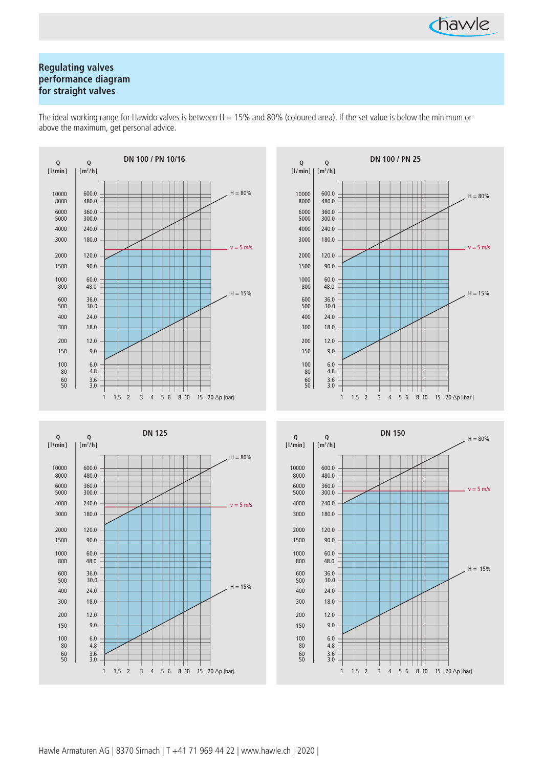## Regulating valves performance diagram for straight valves

The ideal working range for Hawido valves is between H = 15% and 80% (coloured area). If the set value is below the minimum or above the maximum, get personal advice.

### DN 100 / PN 10/16

Q [l/min] | Q [m³/h]: 10000 / 600.0, 8000 / 480.0, 6000 / 360.0, 5000 / 300.0, 4000 / 240.0, 3000 / 180.0, 2000 / 120.0, 1500 / 90.0, 1000 / 60.0, 800 / 48.0, 600 / 36.0, 500 / 30.0, 400 / 24.0, 300 / 18.0, 200 / 12.0, 150 / 9.0, 100 / 6.0, 80 / 4.8, 60 / 3.6, 50 / 3.0

H = 80%, v = 5 m/s, H = 15%

Δp [bar]: 1, 1,5, 2, 3, 4, 5, 6, 8, 10, 15, 20

### DN 100 / PN 25

Q [l/min] | Q [m³/h]: 10000 / 600.0, 8000 / 480.0, 6000 / 360.0, 5000 / 300.0, 4000 / 240.0, 3000 / 180.0, 2000 / 120.0, 1500 / 90.0, 1000 / 60.0, 800 / 48.0, 600 / 36.0, 500 / 30.0, 400 / 24.0, 300 / 18.0, 200 / 12.0, 150 / 9.0, 100 / 6.0, 80 / 4.8, 60 / 3.6, 50 / 3.0

H = 80%, v = 5 m/s, H = 15%

Δp [bar]: 1, 1,5, 2, 3, 4, 5, 6, 8, 10, 15, 20

### DN 125

Q [l/min] | Q [m³/h]: 10000 / 600.0, 8000 / 480.0, 6000 / 360.0, 5000 / 300.0, 4000 / 240.0, 3000 / 180.0, 2000 / 120.0, 1500 / 90.0, 1000 / 60.0, 800 / 48.0, 600 / 36.0, 500 / 30.0, 400 / 24.0, 300 / 18.0, 200 / 12.0, 150 / 9.0, 100 / 6.0, 80 / 4.8, 60 / 3.6, 50 / 3.0

H = 80%, v = 5 m/s, H = 15%

Δp [bar]: 1, 1,5, 2, 3, 4, 5, 6, 8, 10, 15, 20

### DN 150

Q [l/min] | Q [m³/h]: 10000 / 600.0, 8000 / 480.0, 6000 / 360.0, 5000 / 300.0, 4000 / 240.0, 3000 / 180.0, 2000 / 120.0, 1500 / 90.0, 1000 / 60.0, 800 / 48.0, 600 / 36.0, 500 / 30.0, 400 / 24.0, 300 / 18.0, 200 / 12.0, 150 / 9.0, 100 / 6.0, 80 / 4.8, 60 / 3.6, 50 / 3.0

H = 80%, v = 5 m/s, H = 15%

Δp [bar]: 1, 1,5, 2, 3, 4, 5, 6, 8, 10, 15, 20

Hawle Armaturen AG | 8370 Sirnach | T +41 71 969 44 22 | www.hawle.ch | 2020 |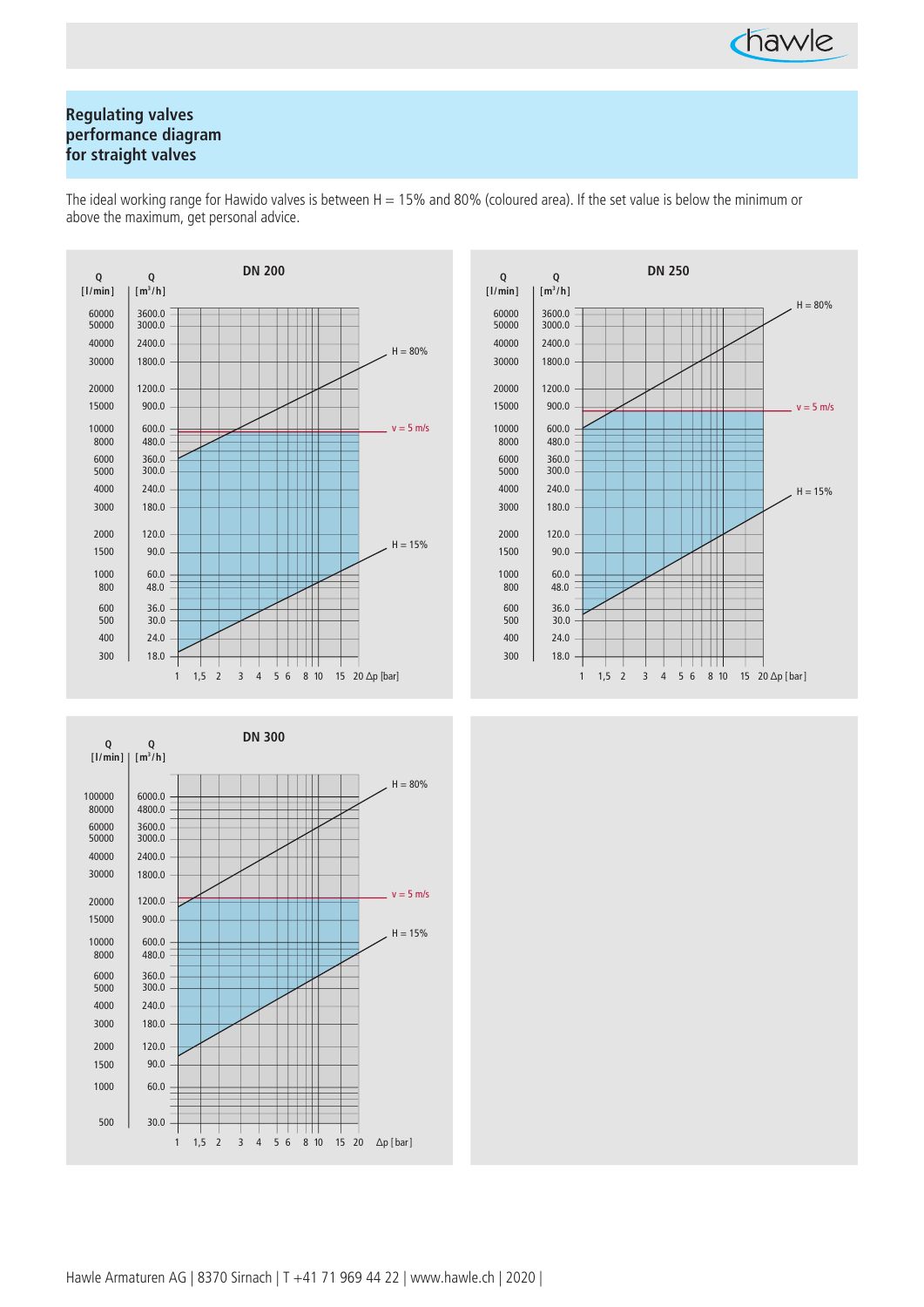## Regulating valves performance diagram for straight valves

The ideal working range for Hawido valves is between H = 15% and 80% (coloured area). If the set value is below the minimum or above the maximum, get personal advice.

### DN 200

| Q [l/min] | Q [m³/h] |
|---|---|
| 60000 | 3600.0 |
| 50000 | 3000.0 |
| 40000 | 2400.0 |
| 30000 | 1800.0 |
| 20000 | 1200.0 |
| 15000 | 900.0 |
| 10000 | 600.0 |
| 8000 | 480.0 |
| 6000 | 360.0 |
| 5000 | 300.0 |
| 4000 | 240.0 |
| 3000 | 180.0 |
| 2000 | 120.0 |
| 1500 | 90.0 |
| 1000 | 60.0 |
| 800 | 48.0 |
| 600 | 36.0 |
| 500 | 30.0 |
| 400 | 24.0 |
| 300 | 18.0 |

H = 80%, v = 5 m/s, H = 15%

Δp [bar]: 1, 1,5, 2, 3, 4, 5, 6, 8, 10, 15, 20

### DN 250

| Q [l/min] | Q [m³/h] |
|---|---|
| 60000 | 3600.0 |
| 50000 | 3000.0 |
| 40000 | 2400.0 |
| 30000 | 1800.0 |
| 20000 | 1200.0 |
| 15000 | 900.0 |
| 10000 | 600.0 |
| 8000 | 480.0 |
| 6000 | 360.0 |
| 5000 | 300.0 |
| 4000 | 240.0 |
| 3000 | 180.0 |
| 2000 | 120.0 |
| 1500 | 90.0 |
| 1000 | 60.0 |
| 800 | 48.0 |
| 600 | 36.0 |
| 500 | 30.0 |
| 400 | 24.0 |
| 300 | 18.0 |

H = 80%, v = 5 m/s, H = 15%

Δp [bar]: 1, 1,5, 2, 3, 4, 5, 6, 8, 10, 15, 20

### DN 300

| Q [l/min] | Q [m³/h] |
|---|---|
| 100000 | 6000.0 |
| 80000 | 4800.0 |
| 60000 | 3600.0 |
| 50000 | 3000.0 |
| 40000 | 2400.0 |
| 30000 | 1800.0 |
| 20000 | 1200.0 |
| 15000 | 900.0 |
| 10000 | 600.0 |
| 8000 | 480.0 |
| 6000 | 360.0 |
| 5000 | 300.0 |
| 4000 | 240.0 |
| 3000 | 180.0 |
| 2000 | 120.0 |
| 1500 | 90.0 |
| 1000 | 60.0 |
| 500 | 30.0 |

H = 80%, v = 5 m/s, H = 15%

Δp [bar]: 1, 1,5, 2, 3, 4, 5, 6, 8, 10, 15, 20

Hawle Armaturen AG | 8370 Sirnach | T +41 71 969 44 22 | www.hawle.ch | 2020 |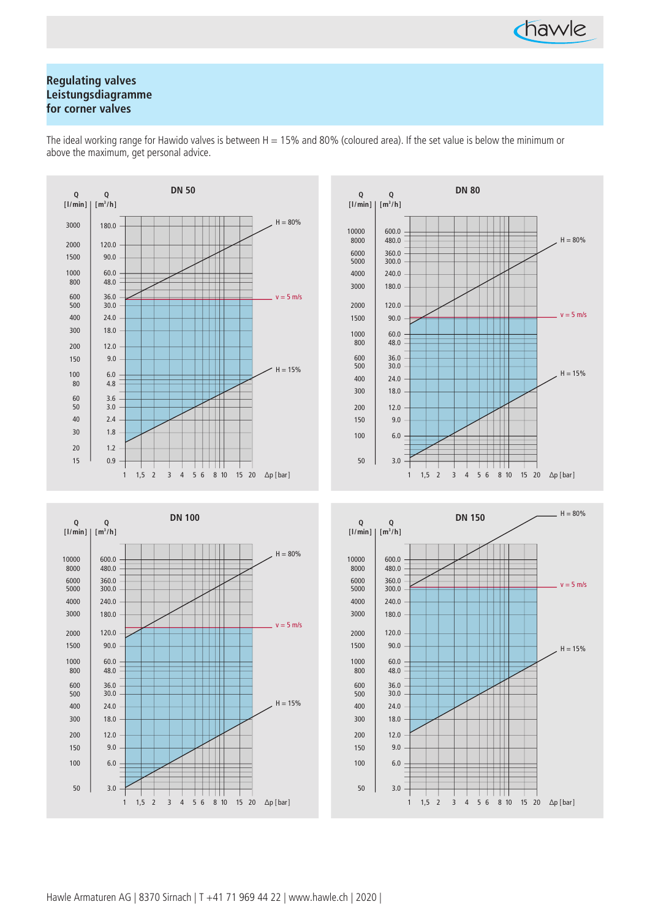## Regulating valves
## Leistungsdiagramme
## for corner valves

The ideal working range for Hawido valves is between H = 15% and 80% (coloured area). If the set value is below the minimum or above the maximum, get personal advice.

DN 50

Q [l/min] | Q [m³/h]

3000 180.0
2000 120.0
1500 90.0
1000 60.0
800 48.0
600 36.0
500 30.0
400 24.0
300 18.0
200 12.0
150 9.0
100 6.0
80 4.8
60 3.6
50 3.0
40 2.4
30 1.8
20 1.2
15 0.9

H = 80%
v = 5 m/s
H = 15%

1 1,5 2 3 4 5 6 8 10 15 20 Δp [bar]

DN 80

Q [l/min] | Q [m³/h]

10000 600.0
8000 480.0
6000 360.0
5000 300.0
4000 240.0
3000 180.0
2000 120.0
1500 90.0
1000 60.0
800 48.0
600 36.0
500 30.0
400 24.0
300 18.0
200 12.0
150 9.0
100 6.0
50 3.0

H = 80%
v = 5 m/s
H = 15%

1 1,5 2 3 4 5 6 8 10 15 20 Δp [bar]

DN 100

Q [l/min] | Q [m³/h]

10000 600.0
8000 480.0
6000 360.0
5000 300.0
4000 240.0
3000 180.0
2000 120.0
1500 90.0
1000 60.0
800 48.0
600 36.0
500 30.0
400 24.0
300 18.0
200 12.0
150 9.0
100 6.0
50 3.0

H = 80%
v = 5 m/s
H = 15%

1 1,5 2 3 4 5 6 8 10 15 20 Δp [bar]

DN 150

Q [l/min] | Q [m³/h]

10000 600.0
8000 480.0
6000 360.0
5000 300.0
4000 240.0
3000 180.0
2000 120.0
1500 90.0
1000 60.0
800 48.0
600 36.0
500 30.0
400 24.0
300 18.0
200 12.0
150 9.0
100 6.0
50 3.0

H = 80%
v = 5 m/s
H = 15%

1 1,5 2 3 4 5 6 8 10 15 20 Δp [bar]

Hawle Armaturen AG | 8370 Sirnach | T +41 71 969 44 22 | www.hawle.ch | 2020 |